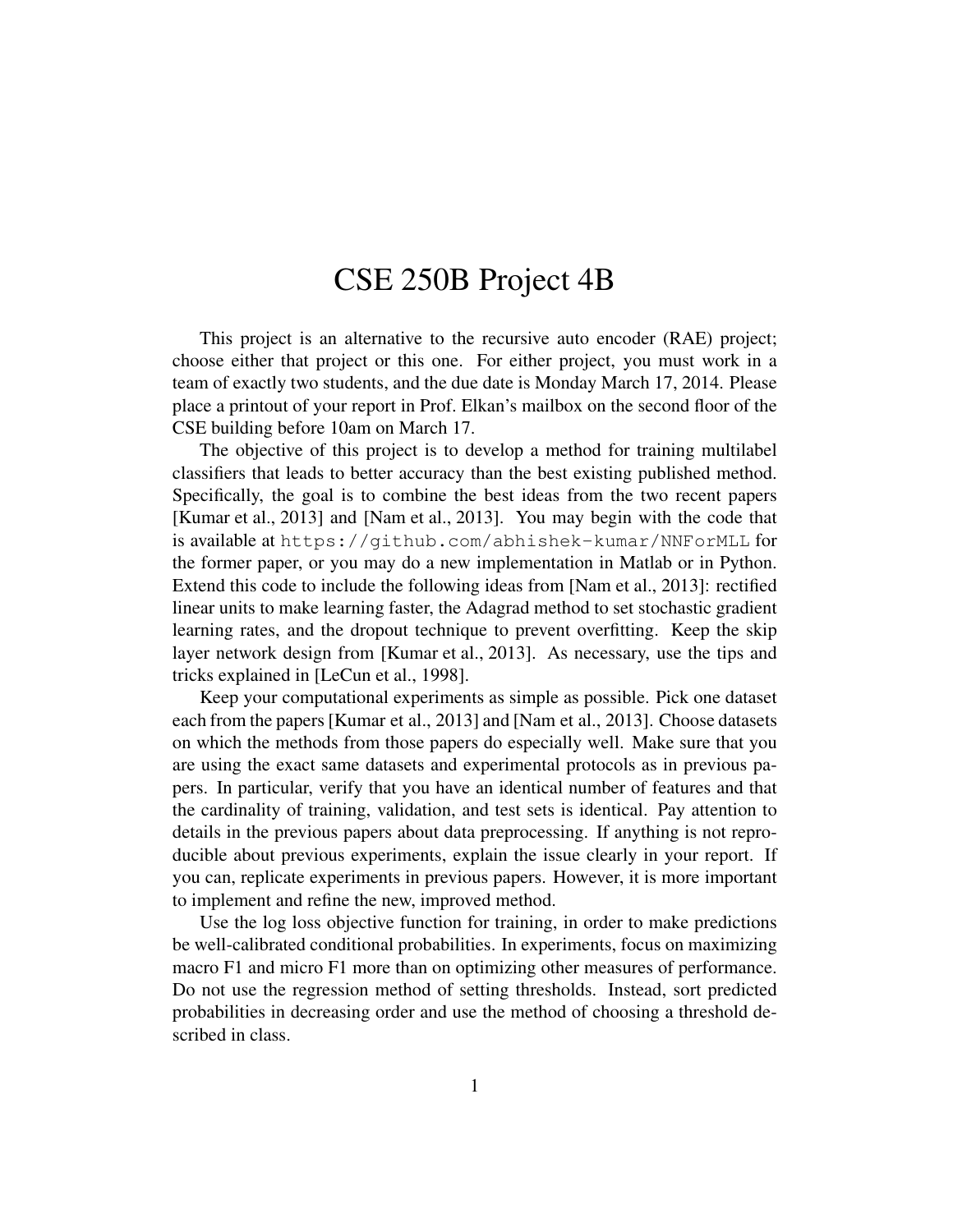# CSE 250B Project 4B

This project is an alternative to the recursive auto encoder (RAE) project; choose either that project or this one. For either project, you must work in a team of exactly two students, and the due date is Monday March 17, 2014. Please place a printout of your report in Prof. Elkan's mailbox on the second floor of the CSE building before 10am on March 17.

The objective of this project is to develop a method for training multilabel classifiers that leads to better accuracy than the best existing published method. Specifically, the goal is to combine the best ideas from the two recent papers [Kumar et al., 2013] and [Nam et al., 2013]. You may begin with the code that is available at `https://github.com/abhishek-kumar/NNForMLL` for the former paper, or you may do a new implementation in Matlab or in Python. Extend this code to include the following ideas from [Nam et al., 2013]: rectified linear units to make learning faster, the Adagrad method to set stochastic gradient learning rates, and the dropout technique to prevent overfitting. Keep the skip layer network design from [Kumar et al., 2013]. As necessary, use the tips and tricks explained in [LeCun et al., 1998].

Keep your computational experiments as simple as possible. Pick one dataset each from the papers [Kumar et al., 2013] and [Nam et al., 2013]. Choose datasets on which the methods from those papers do especially well. Make sure that you are using the exact same datasets and experimental protocols as in previous papers. In particular, verify that you have an identical number of features and that the cardinality of training, validation, and test sets is identical. Pay attention to details in the previous papers about data preprocessing. If anything is not reproducible about previous experiments, explain the issue clearly in your report. If you can, replicate experiments in previous papers. However, it is more important to implement and refine the new, improved method.

Use the log loss objective function for training, in order to make predictions be well-calibrated conditional probabilities. In experiments, focus on maximizing macro F1 and micro F1 more than on optimizing other measures of performance. Do not use the regression method of setting thresholds. Instead, sort predicted probabilities in decreasing order and use the method of choosing a threshold described in class.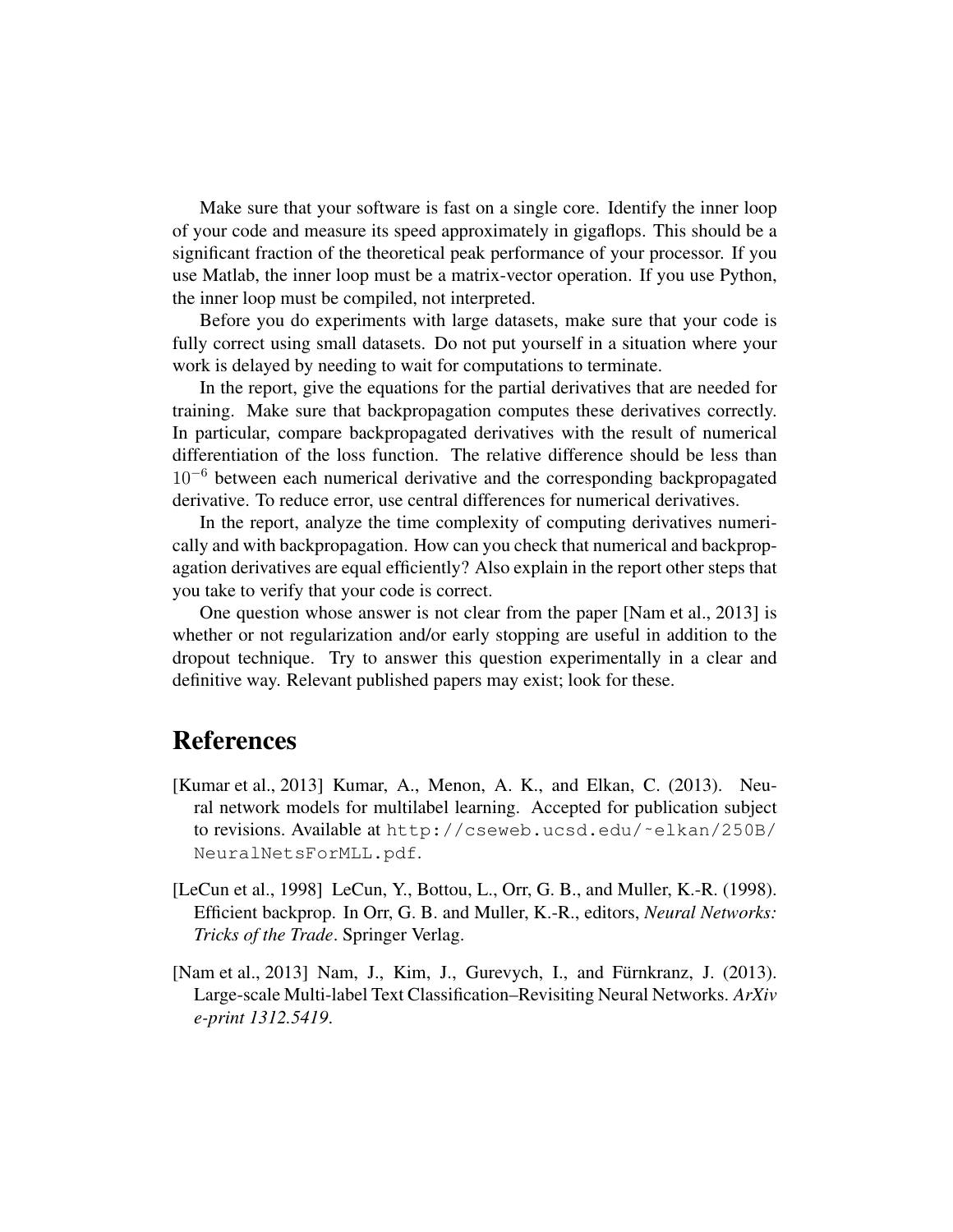Make sure that your software is fast on a single core. Identify the inner loop of your code and measure its speed approximately in gigaflops. This should be a significant fraction of the theoretical peak performance of your processor. If you use Matlab, the inner loop must be a matrix-vector operation. If you use Python, the inner loop must be compiled, not interpreted.

Before you do experiments with large datasets, make sure that your code is fully correct using small datasets. Do not put yourself in a situation where your work is delayed by needing to wait for computations to terminate.

In the report, give the equations for the partial derivatives that are needed for training. Make sure that backpropagation computes these derivatives correctly. In particular, compare backpropagated derivatives with the result of numerical differentiation of the loss function. The relative difference should be less than $10^{-6}$ between each numerical derivative and the corresponding backpropagated derivative. To reduce error, use central differences for numerical derivatives.

In the report, analyze the time complexity of computing derivatives numerically and with backpropagation. How can you check that numerical and backpropagation derivatives are equal efficiently? Also explain in the report other steps that you take to verify that your code is correct.

One question whose answer is not clear from the paper [Nam et al., 2013] is whether or not regularization and/or early stopping are useful in addition to the dropout technique. Try to answer this question experimentally in a clear and definitive way. Relevant published papers may exist; look for these.

# References

[Kumar et al., 2013] Kumar, A., Menon, A. K., and Elkan, C. (2013). Neural network models for multilabel learning. Accepted for publication subject to revisions. Available at `http://cseweb.ucsd.edu/~elkan/250B/NeuralNetsForMLL.pdf`.

[LeCun et al., 1998] LeCun, Y., Bottou, L., Orr, G. B., and Muller, K.-R. (1998). Efficient backprop. In Orr, G. B. and Muller, K.-R., editors, *Neural Networks: Tricks of the Trade*. Springer Verlag.

[Nam et al., 2013] Nam, J., Kim, J., Gurevych, I., and Fürnkranz, J. (2013). Large-scale Multi-label Text Classification–Revisiting Neural Networks. *ArXiv e-print 1312.5419*.